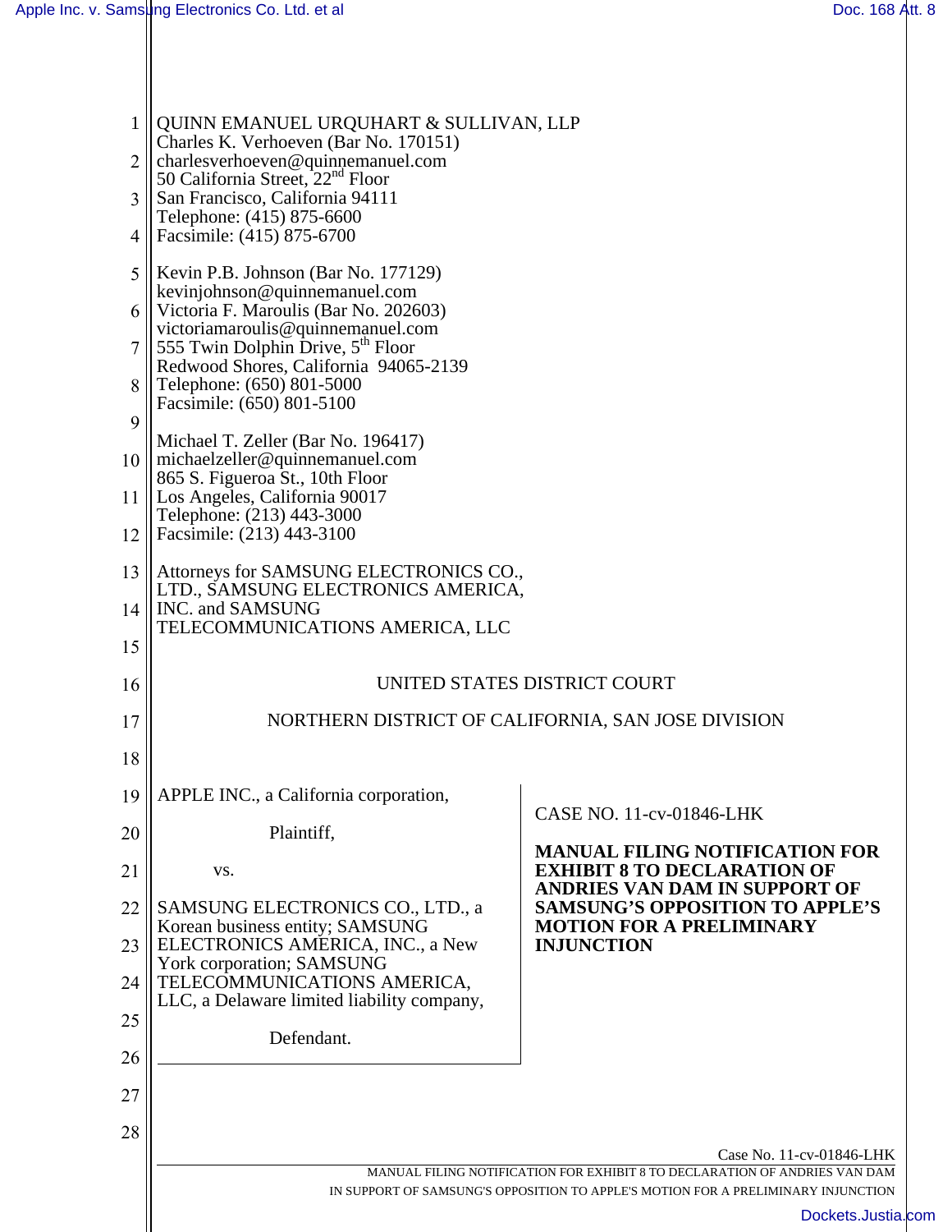QUINN EMANUEL URQUHART & SULLIVAN, LLP
Charles K. Verhoeven (Bar No. 170151)
charlesverhoeven@quinnemanuel.com
50 California Street, 22nd Floor
San Francisco, California 94111
Telephone: (415) 875-6600
Facsimile: (415) 875-6700

Kevin P.B. Johnson (Bar No. 177129)
kevinjohnson@quinnemanuel.com
Victoria F. Maroulis (Bar No. 202603)
victoriamaroulis@quinnemanuel.com
555 Twin Dolphin Drive, 5th Floor
Redwood Shores, California 94065-2139
Telephone: (650) 801-5000
Facsimile: (650) 801-5100

Michael T. Zeller (Bar No. 196417)
michaelzeller@quinnemanuel.com
865 S. Figueroa St., 10th Floor
Los Angeles, California 90017
Telephone: (213) 443-3000
Facsimile: (213) 443-3100

Attorneys for SAMSUNG ELECTRONICS CO., LTD., SAMSUNG ELECTRONICS AMERICA, INC. and SAMSUNG TELECOMMUNICATIONS AMERICA, LLC

UNITED STATES DISTRICT COURT

NORTHERN DISTRICT OF CALIFORNIA, SAN JOSE DIVISION

APPLE INC., a California corporation,

Plaintiff,

vs.

SAMSUNG ELECTRONICS CO., LTD., a Korean business entity; SAMSUNG ELECTRONICS AMERICA, INC., a New York corporation; SAMSUNG TELECOMMUNICATIONS AMERICA, LLC, a Delaware limited liability company,

Defendant.

CASE NO. 11-cv-01846-LHK

**MANUAL FILING NOTIFICATION FOR EXHIBIT 8 TO DECLARATION OF ANDRIES VAN DAM IN SUPPORT OF SAMSUNG'S OPPOSITION TO APPLE'S MOTION FOR A PRELIMINARY INJUNCTION**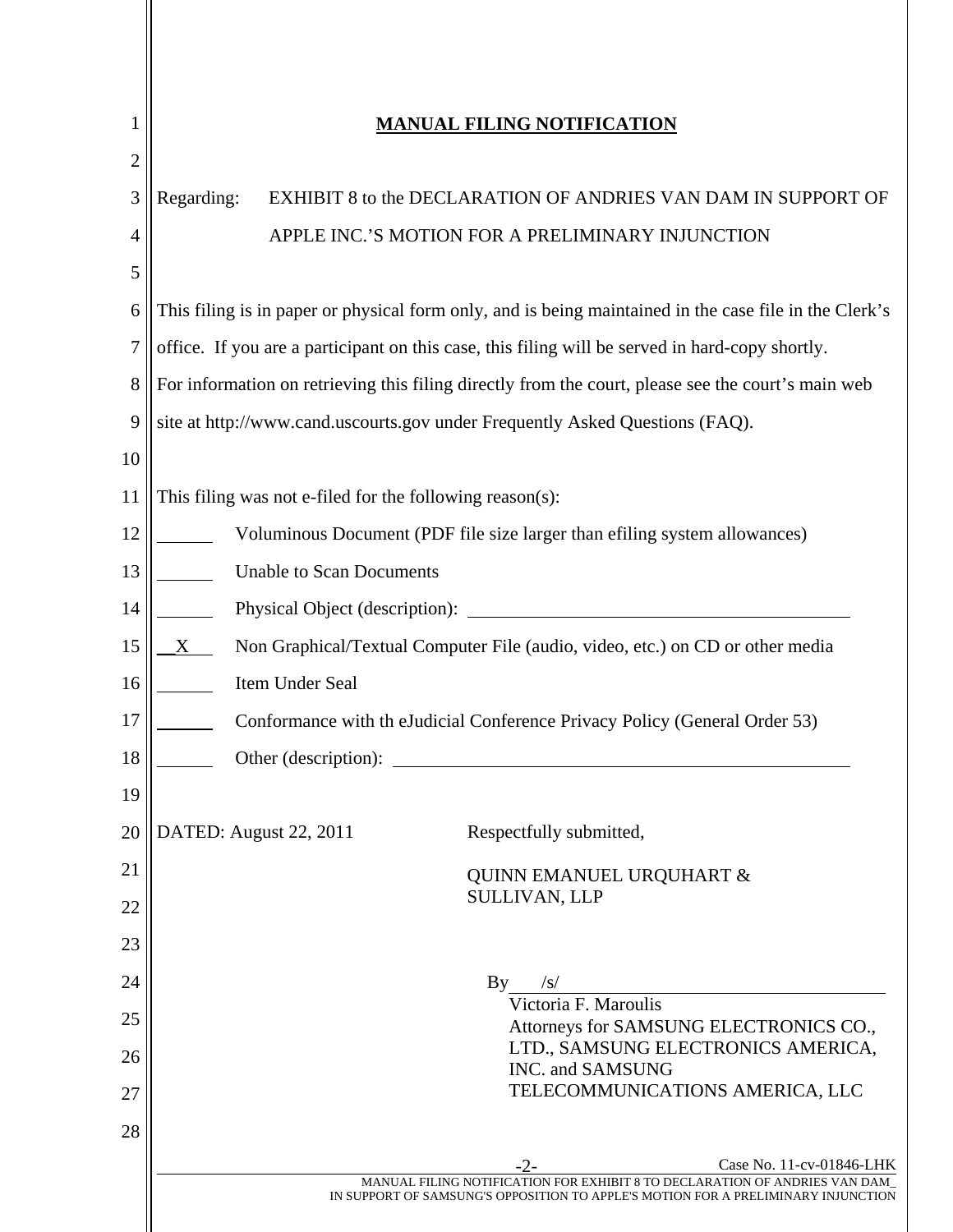# MANUAL FILING NOTIFICATION

Regarding: EXHIBIT 8 to the DECLARATION OF ANDRIES VAN DAM IN SUPPORT OF APPLE INC.'S MOTION FOR A PRELIMINARY INJUNCTION

This filing is in paper or physical form only, and is being maintained in the case file in the Clerk's office. If you are a participant on this case, this filing will be served in hard-copy shortly. For information on retrieving this filing directly from the court, please see the court's main web site at http://www.cand.uscourts.gov under Frequently Asked Questions (FAQ).

This filing was not e-filed for the following reason(s):

______ Voluminous Document (PDF file size larger than efiling system allowances)

______ Unable to Scan Documents

______ Physical Object (description): ____________________

\_\_X\_\_ Non Graphical/Textual Computer File (audio, video, etc.) on CD or other media

______ Item Under Seal

______ Conformance with th eJudicial Conference Privacy Policy (General Order 53)

______ Other (description): ____________________

DATED: August 22, 2011

Respectfully submitted,

QUINN EMANUEL URQUHART & SULLIVAN, LLP

By /s/
Victoria F. Maroulis
Attorneys for SAMSUNG ELECTRONICS CO., LTD., SAMSUNG ELECTRONICS AMERICA, INC. and SAMSUNG TELECOMMUNICATIONS AMERICA, LLC